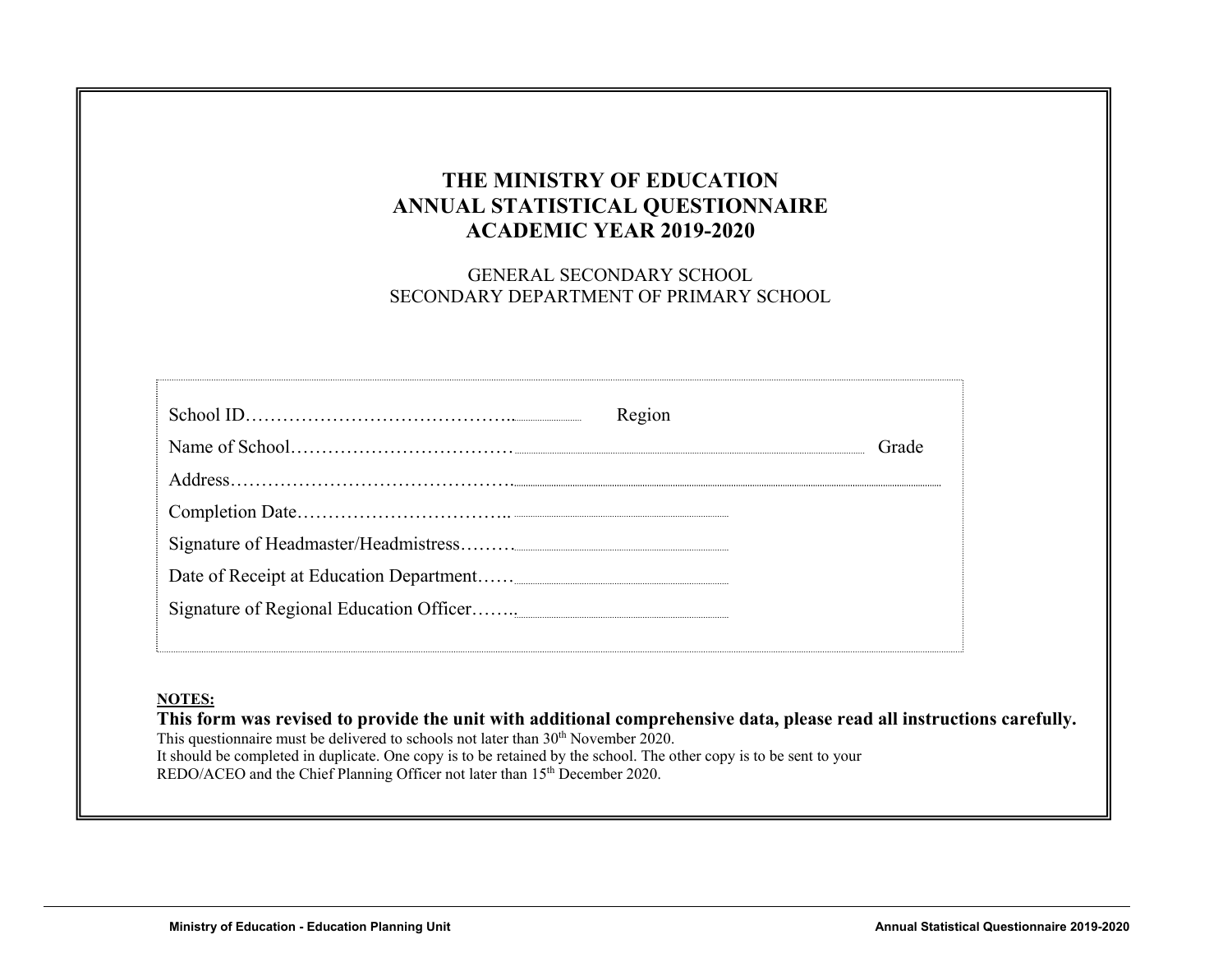# THE MINISTRY OF EDUCATION
# ANNUAL STATISTICAL QUESTIONNAIRE
# ACADEMIC YEAR 2019-2020

GENERAL SECONDARY SCHOOL
SECONDARY DEPARTMENT OF PRIMARY SCHOOL

School ID…………………………………….. Region

Name of School……………………………… Grade

Address……………………………………….

Completion Date……………………………..

Signature of Headmaster/Headmistress……….

Date of Receipt at Education Department……

Signature of Regional Education Officer……..

**NOTES:**

**This form was revised to provide the unit with additional comprehensive data, please read all instructions carefully.**

This questionnaire must be delivered to schools not later than 30th November 2020.

It should be completed in duplicate. One copy is to be retained by the school. The other copy is to be sent to your REDO/ACEO and the Chief Planning Officer not later than 15th December 2020.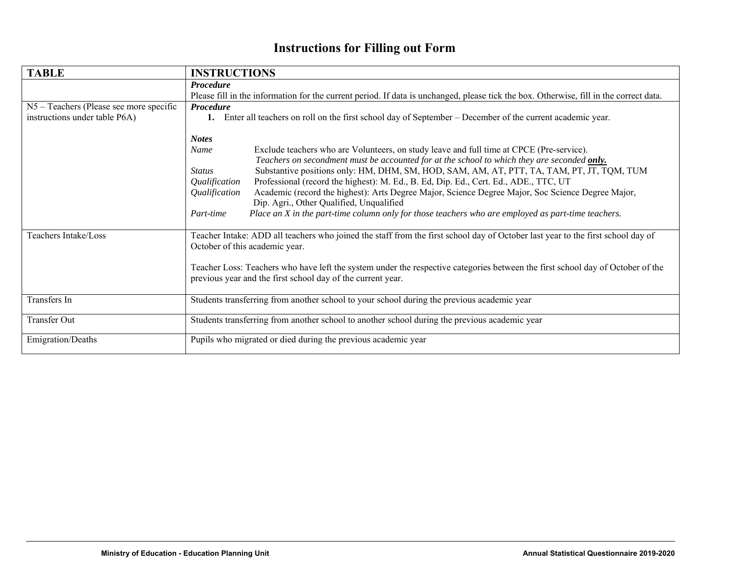# Instructions for Filling out Form

| TABLE | INSTRUCTIONS |
| --- | --- |
| | ***Procedure***<br>Please fill in the information for the current period. If data is unchanged, please tick the box. Otherwise, fill in the correct data. |
| N5 – Teachers (Please see more specific instructions under table P6A) | ***Procedure***<br>**1.** Enter all teachers on roll on the first school day of September – December of the current academic year.<br><br>***Notes***<br>*Name* Exclude teachers who are Volunteers, on study leave and full time at CPCE (Pre-service). *Teachers on secondment must be accounted for at the school to which they are seconded* ***only.***<br>*Status* Substantive positions only: HM, DHM, SM, HOD, SAM, AM, AT, PTT, TA, TAM, PT, JT, TQM, TUM<br>*Qualification* Professional (record the highest): M. Ed., B. Ed, Dip. Ed., Cert. Ed., ADE., TTC, UT<br>*Qualification* Academic (record the highest): Arts Degree Major, Science Degree Major, Soc Science Degree Major, Dip. Agri., Other Qualified, Unqualified<br>*Part-time* *Place an X in the part-time column only for those teachers who are employed as part-time teachers.* |
| Teachers Intake/Loss | Teacher Intake: ADD all teachers who joined the staff from the first school day of October last year to the first school day of October of this academic year.<br><br>Teacher Loss: Teachers who have left the system under the respective categories between the first school day of October of the previous year and the first school day of the current year. |
| Transfers In | Students transferring from another school to your school during the previous academic year |
| Transfer Out | Students transferring from another school to another school during the previous academic year |
| Emigration/Deaths | Pupils who migrated or died during the previous academic year |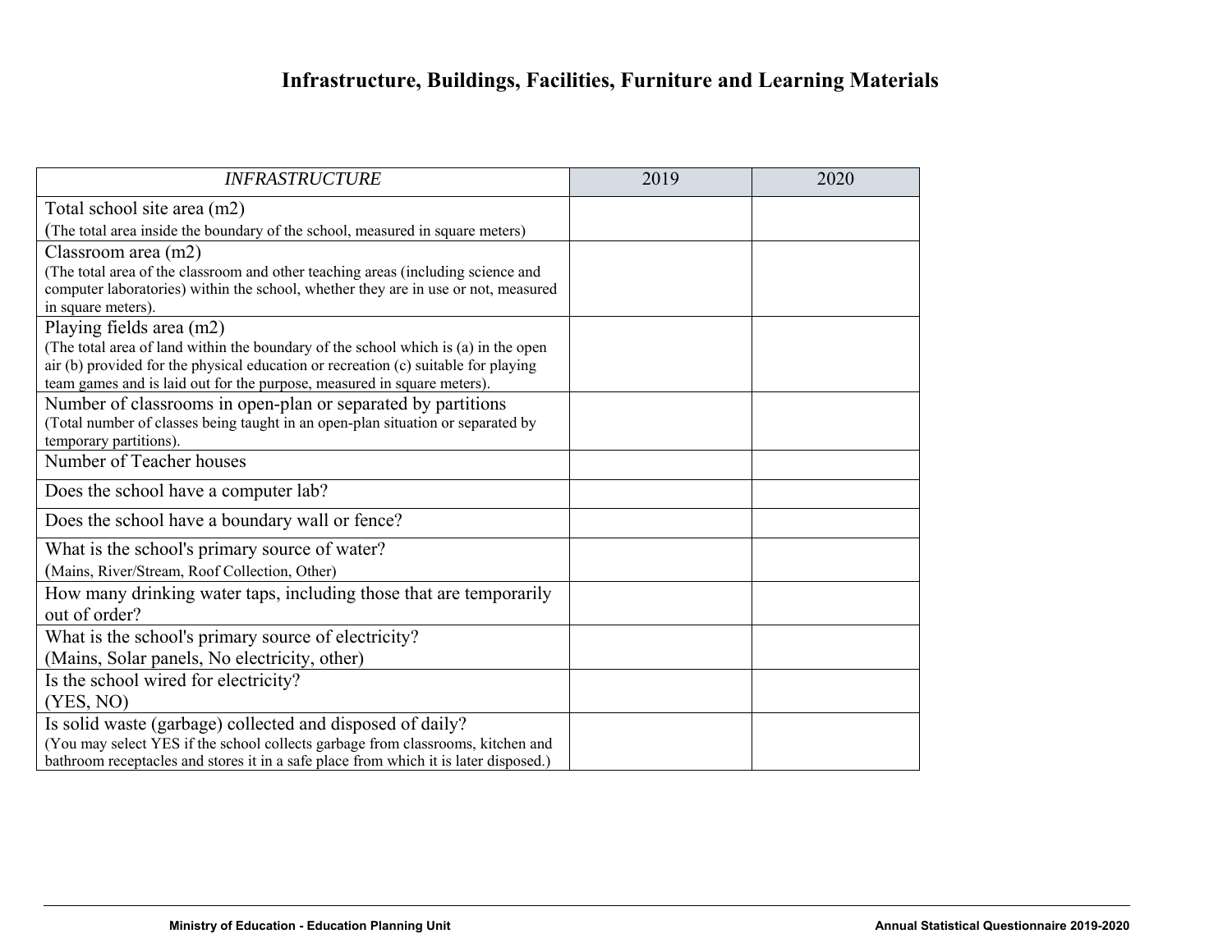# Infrastructure, Buildings, Facilities, Furniture and Learning Materials

| *INFRASTRUCTURE* | 2019 | 2020 |
|---|---|---|
| Total school site area (m2)<br>(The total area inside the boundary of the school, measured in square meters) | | |
| Classroom area (m2)<br>(The total area of the classroom and other teaching areas (including science and computer laboratories) within the school, whether they are in use or not, measured in square meters). | | |
| Playing fields area (m2)<br>(The total area of land within the boundary of the school which is (a) in the open air (b) provided for the physical education or recreation (c) suitable for playing team games and is laid out for the purpose, measured in square meters). | | |
| Number of classrooms in open-plan or separated by partitions<br>(Total number of classes being taught in an open-plan situation or separated by temporary partitions). | | |
| Number of Teacher houses | | |
| Does the school have a computer lab? | | |
| Does the school have a boundary wall or fence? | | |
| What is the school's primary source of water?<br>(Mains, River/Stream, Roof Collection, Other) | | |
| How many drinking water taps, including those that are temporarily out of order? | | |
| What is the school's primary source of electricity?<br>(Mains, Solar panels, No electricity, other) | | |
| Is the school wired for electricity?<br>(YES, NO) | | |
| Is solid waste (garbage) collected and disposed of daily?<br>(You may select YES if the school collects garbage from classrooms, kitchen and bathroom receptacles and stores it in a safe place from which it is later disposed.) | | |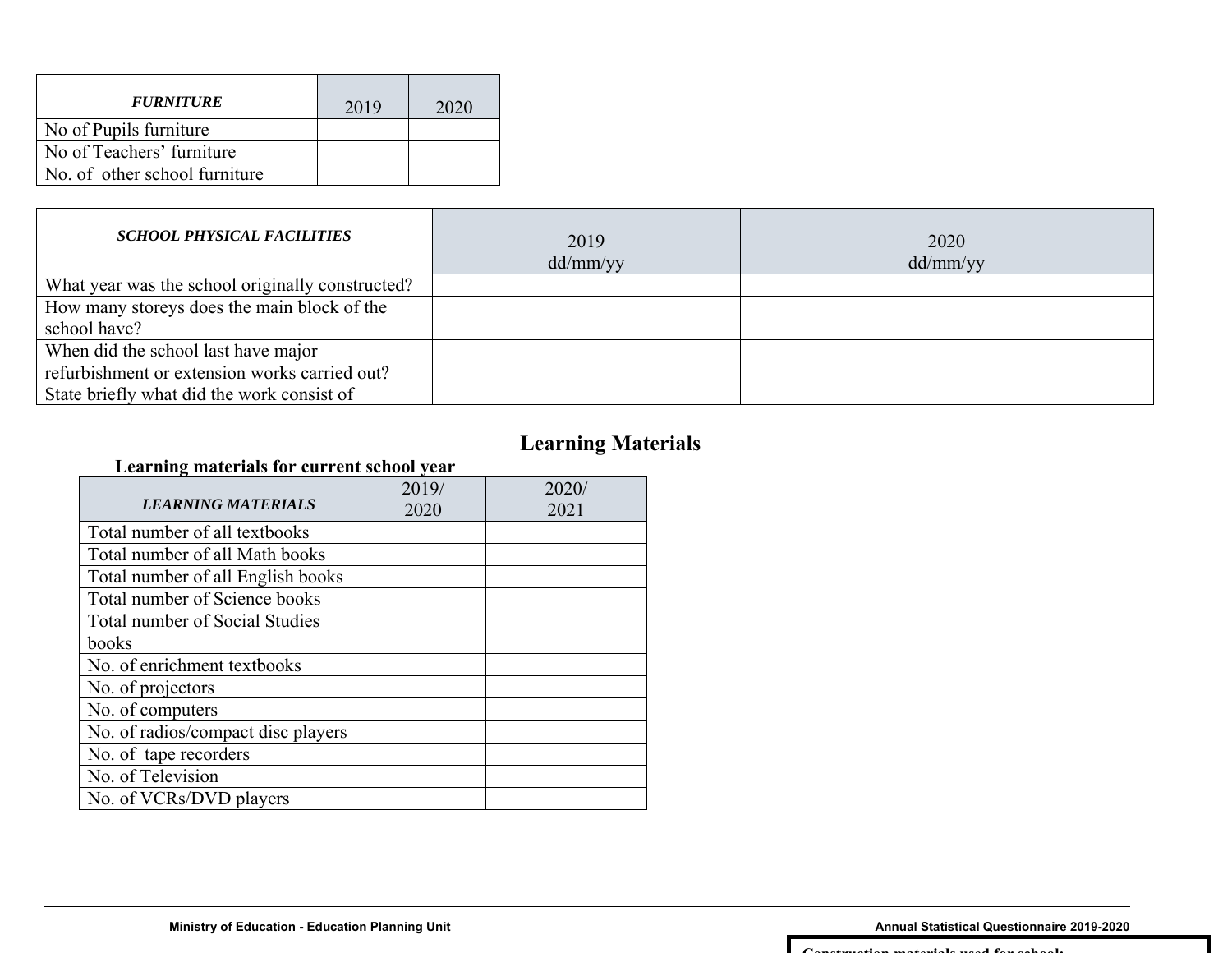| *FURNITURE* | 2019 | 2020 |
|---|---|---|
| No of Pupils furniture | | |
| No of Teachers' furniture | | |
| No. of other school furniture | | |

| *SCHOOL PHYSICAL FACILITIES* | 2019 dd/mm/yy | 2020 dd/mm/yy |
|---|---|---|
| What year was the school originally constructed? | | |
| How many storeys does the main block of the school have? | | |
| When did the school last have major refurbishment or extension works carried out? State briefly what did the work consist of | | |

## Learning Materials

**Learning materials for current school year**

| *LEARNING MATERIALS* | 2019/ 2020 | 2020/ 2021 |
|---|---|---|
| Total number of all textbooks | | |
| Total number of all Math books | | |
| Total number of all English books | | |
| Total number of Science books | | |
| Total number of Social Studies books | | |
| No. of enrichment textbooks | | |
| No. of projectors | | |
| No. of computers | | |
| No. of radios/compact disc players | | |
| No. of tape recorders | | |
| No. of Television | | |
| No. of VCRs/DVD players | | |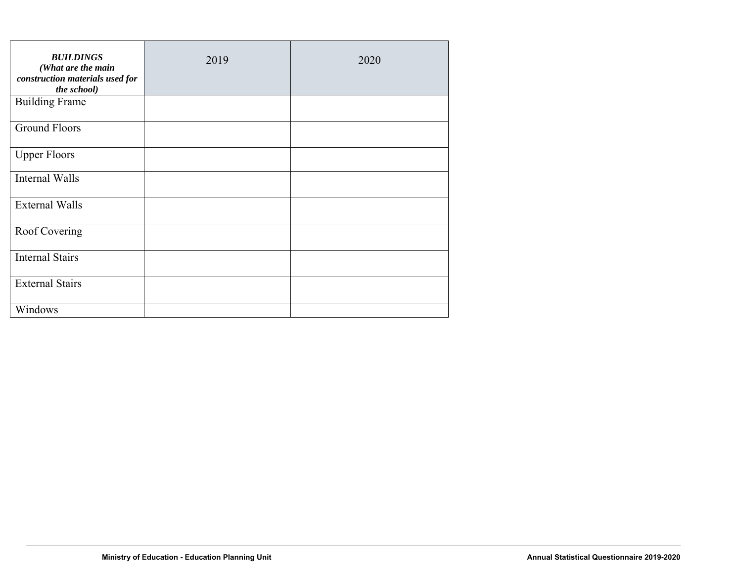| ***BUILDINGS (What are the main construction materials used for the school)*** | 2019 | 2020 |
|---|---|---|
| Building Frame | | |
| Ground Floors | | |
| Upper Floors | | |
| Internal Walls | | |
| External Walls | | |
| Roof Covering | | |
| Internal Stairs | | |
| External Stairs | | |
| Windows | | |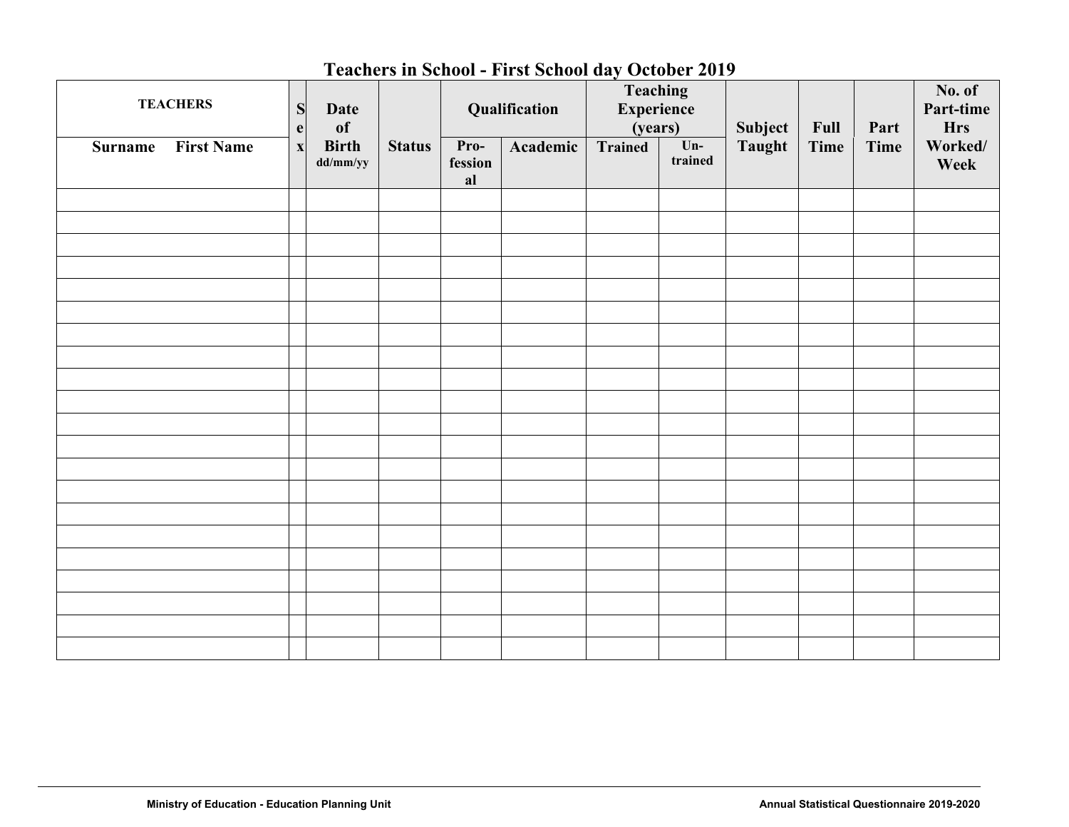## Teachers in School - First School day October 2019

| TEACHERS | | Sex | Date of Birth dd/mm/yy | Status | Qualification | | Teaching Experience (years) | | Subject Taught | Full Time | Part Time | No. of Part-time Hrs Worked/ Week |
|---|---|---|---|---|---|---|---|---|---|---|---|---|
| Surname | First Name | | | | Pro-fessional | Academic | Trained | Un-trained | | | | |
| | | | | | | | | | | | | |
| | | | | | | | | | | | | |
| | | | | | | | | | | | | |
| | | | | | | | | | | | | |
| | | | | | | | | | | | | |
| | | | | | | | | | | | | |
| | | | | | | | | | | | | |
| | | | | | | | | | | | | |
| | | | | | | | | | | | | |
| | | | | | | | | | | | | |
| | | | | | | | | | | | | |
| | | | | | | | | | | | | |
| | | | | | | | | | | | | |
| | | | | | | | | | | | | |
| | | | | | | | | | | | | |
| | | | | | | | | | | | | |
| | | | | | | | | | | | | |
| | | | | | | | | | | | | |
| | | | | | | | | | | | | |
| | | | | | | | | | | | | |
| | | | | | | | | | | | | |

Ministry of Education - Education Planning Unit

Annual Statistical Questionnaire 2019-2020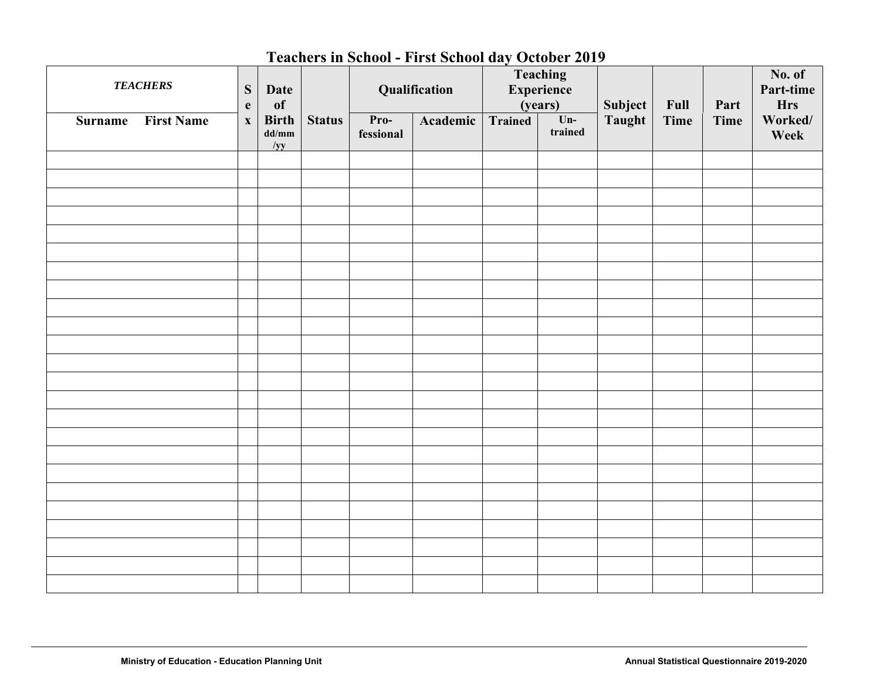## Teachers in School - First School day October 2019

| *TEACHERS* | | Sex | Date of Birth dd/mm/yy | Status | Qualification | | Teaching Experience (years) | | Subject Taught | Full Time | Part Time | No. of Part-time Hrs Worked/ Week |
|---|---|---|---|---|---|---|---|---|---|---|---|---|
| **Surname** | **First Name** | | | | Pro-fessional | Academic | Trained | Un-trained | | | | |
| | | | | | | | | | | | | |
| | | | | | | | | | | | | |
| | | | | | | | | | | | | |
| | | | | | | | | | | | | |
| | | | | | | | | | | | | |
| | | | | | | | | | | | | |
| | | | | | | | | | | | | |
| | | | | | | | | | | | | |
| | | | | | | | | | | | | |
| | | | | | | | | | | | | |
| | | | | | | | | | | | | |
| | | | | | | | | | | | | |
| | | | | | | | | | | | | |
| | | | | | | | | | | | | |
| | | | | | | | | | | | | |
| | | | | | | | | | | | | |
| | | | | | | | | | | | | |
| | | | | | | | | | | | | |
| | | | | | | | | | | | | |
| | | | | | | | | | | | | |
| | | | | | | | | | | | | |
| | | | | | | | | | | | | |
| | | | | | | | | | | | | |
| | | | | | | | | | | | | |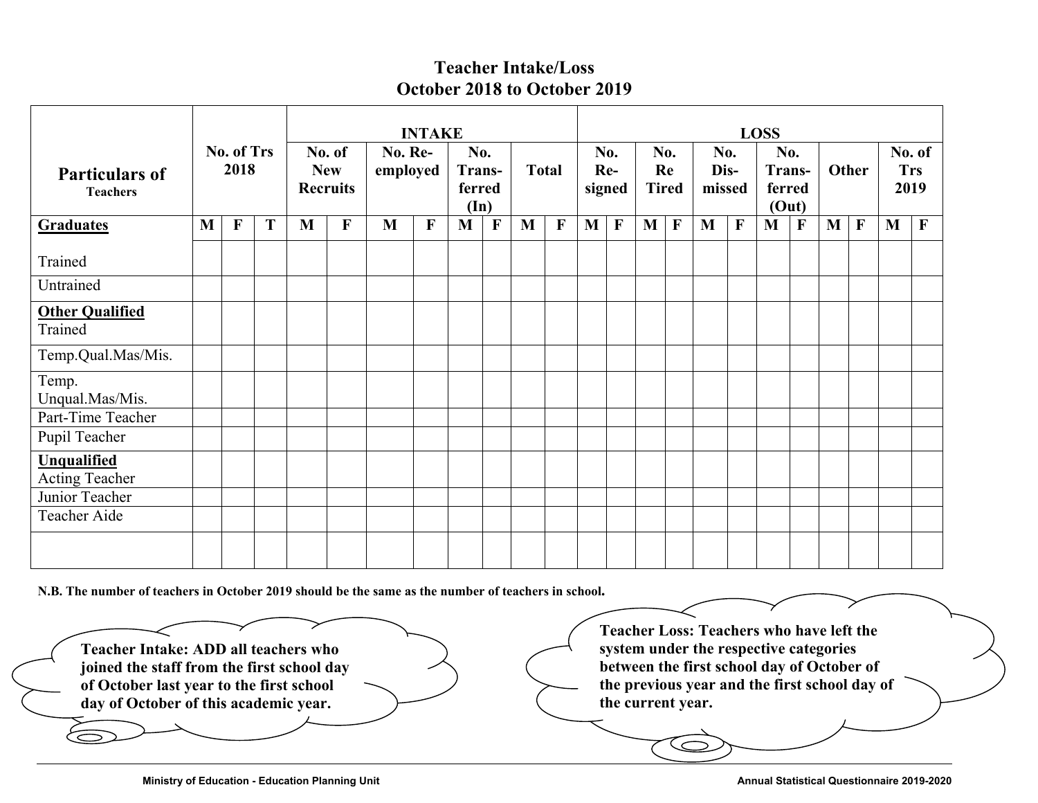# Teacher Intake/Loss
## October 2018 to October 2019

| Particulars of Teachers | No. of Trs 2018 | | | INTAKE | | | | | | | | LOSS | | | | | | | | | | | |
|---|---|---|---|---|---|---|---|---|---|---|---|---|---|---|---|---|---|---|---|---|---|---|---|
| | | | | No. of New Recruits | | No. Re-employed | | No. Trans-ferred (In) | | Total | | No. Re-signed | | No. Re Tired | | No. Dis-missed | | No. Trans-ferred (Out) | | Other | | No. of Trs 2019 | |
| **Graduates** | M | F | T | M | F | M | F | M | F | M | F | M | F | M | F | M | F | M | F | M | F | M | F |
| Trained | | | | | | | | | | | | | | | | | | | | | | | |
| Untrained | | | | | | | | | | | | | | | | | | | | | | | |
| **Other Qualified** Trained | | | | | | | | | | | | | | | | | | | | | | | |
| Temp.Qual.Mas/Mis. | | | | | | | | | | | | | | | | | | | | | | | |
| Temp. Unqual.Mas/Mis. | | | | | | | | | | | | | | | | | | | | | | | |
| Part-Time Teacher | | | | | | | | | | | | | | | | | | | | | | | |
| Pupil Teacher | | | | | | | | | | | | | | | | | | | | | | | |
| **Unqualified** Acting Teacher | | | | | | | | | | | | | | | | | | | | | | | |
| Junior Teacher | | | | | | | | | | | | | | | | | | | | | | | |
| Teacher Aide | | | | | | | | | | | | | | | | | | | | | | | |
| | | | | | | | | | | | | | | | | | | | | | | | |

**N.B. The number of teachers in October 2019 should be the same as the number of teachers in school.**

**Teacher Intake: ADD all teachers who joined the staff from the first school day of October last year to the first school day of October of this academic year.**

**Teacher Loss: Teachers who have left the system under the respective categories between the first school day of October of the previous year and the first school day of the current year.**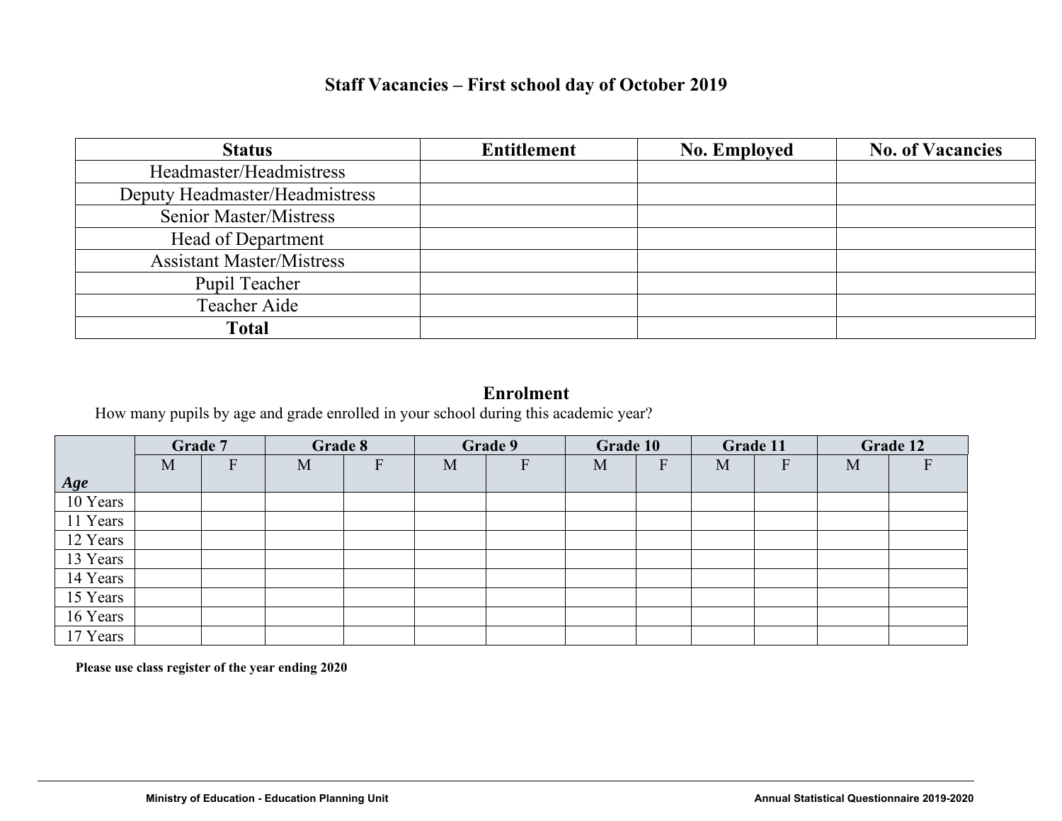## Staff Vacancies – First school day of October 2019

| Status | Entitlement | No. Employed | No. of Vacancies |
|---|---|---|---|
| Headmaster/Headmistress | | | |
| Deputy Headmaster/Headmistress | | | |
| Senior Master/Mistress | | | |
| Head of Department | | | |
| Assistant Master/Mistress | | | |
| Pupil Teacher | | | |
| Teacher Aide | | | |
| **Total** | | | |

## Enrolment

How many pupils by age and grade enrolled in your school during this academic year?

| | Grade 7 | | Grade 8 | | Grade 9 | | Grade 10 | | Grade 11 | | Grade 12 | |
|---|---|---|---|---|---|---|---|---|---|---|---|---|
| *Age* | M | F | M | F | M | F | M | F | M | F | M | F |
| 10 Years | | | | | | | | | | | | |
| 11 Years | | | | | | | | | | | | |
| 12 Years | | | | | | | | | | | | |
| 13 Years | | | | | | | | | | | | |
| 14 Years | | | | | | | | | | | | |
| 15 Years | | | | | | | | | | | | |
| 16 Years | | | | | | | | | | | | |
| 17 Years | | | | | | | | | | | | |

**Please use class register of the year ending 2020**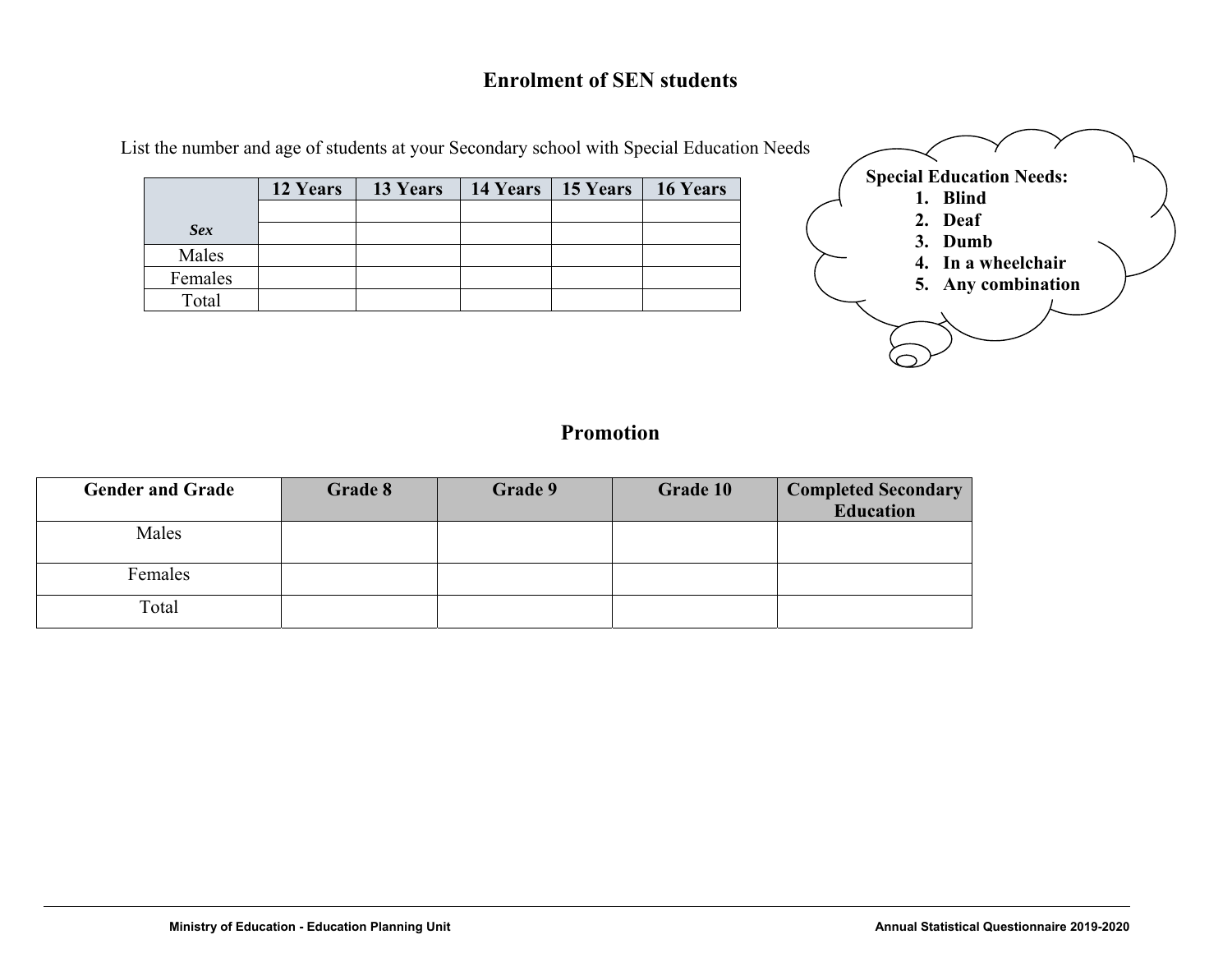## Enrolment of SEN students

List the number and age of students at your Secondary school with Special Education Needs

| *Sex* | 12 Years | 13 Years | 14 Years | 15 Years | 16 Years |
|---|---|---|---|---|---|
| | | | | | |
| | | | | | |
| Males | | | | | |
| Females | | | | | |
| Total | | | | | |

**Special Education Needs:**

1. **Blind**
2. **Deaf**
3. **Dumb**
4. **In a wheelchair**
5. **Any combination**

## Promotion

| Gender and Grade | Grade 8 | Grade 9 | Grade 10 | Completed Secondary Education |
|---|---|---|---|---|
| Males | | | | |
| Females | | | | |
| Total | | | | |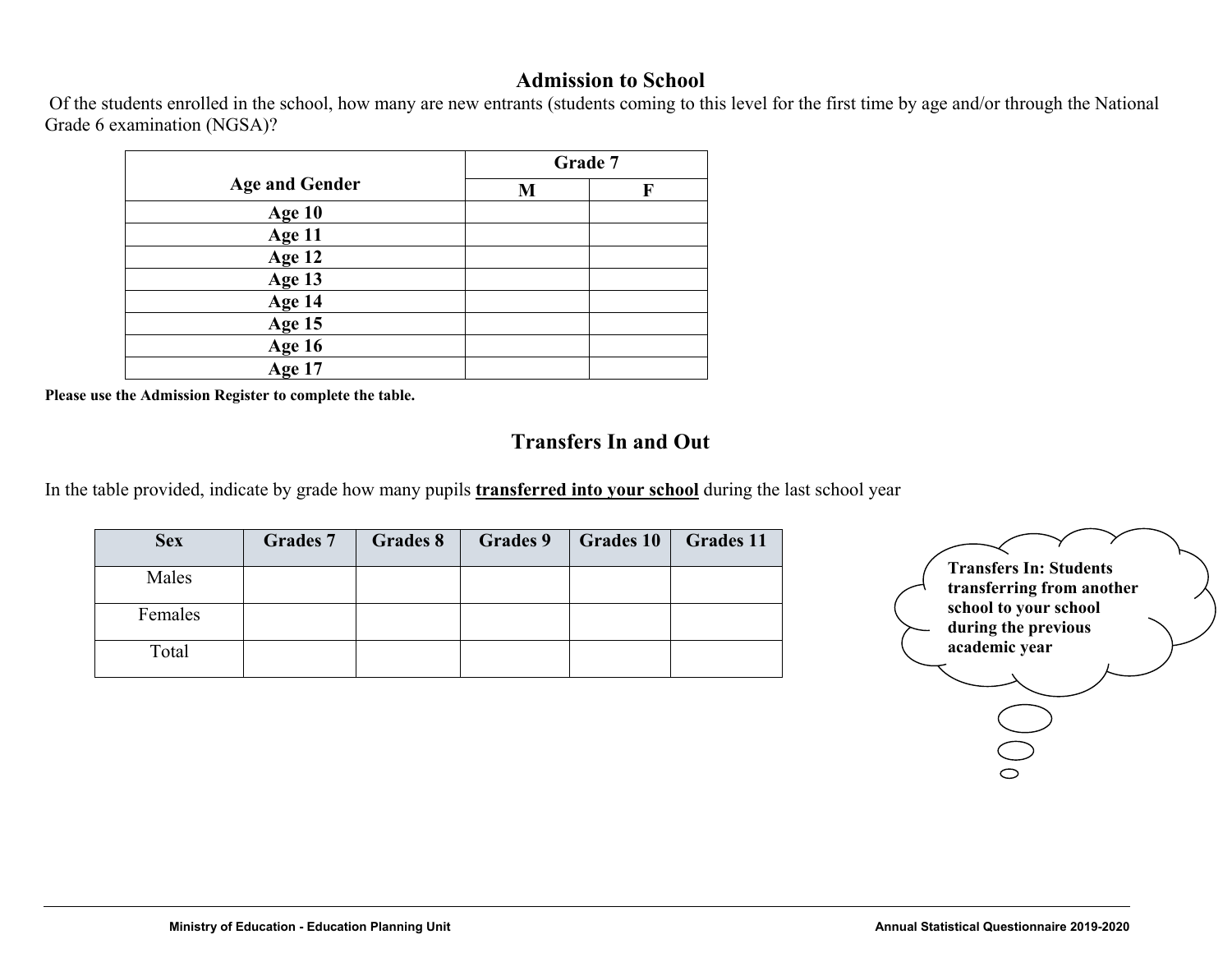## Admission to School

Of the students enrolled in the school, how many are new entrants (students coming to this level for the first time by age and/or through the National Grade 6 examination (NGSA)?

| Age and Gender | Grade 7 | |
|---|---|---|
| | M | F |
| Age 10 | | |
| Age 11 | | |
| Age 12 | | |
| Age 13 | | |
| Age 14 | | |
| Age 15 | | |
| Age 16 | | |
| Age 17 | | |

**Please use the Admission Register to complete the table.**

## Transfers In and Out

In the table provided, indicate by grade how many pupils **transferred into your school** during the last school year

| Sex | Grades 7 | Grades 8 | Grades 9 | Grades 10 | Grades 11 |
|---|---|---|---|---|---|
| Males | | | | | |
| Females | | | | | |
| Total | | | | | |

**Transfers In: Students transferring from another school to your school during the previous academic year**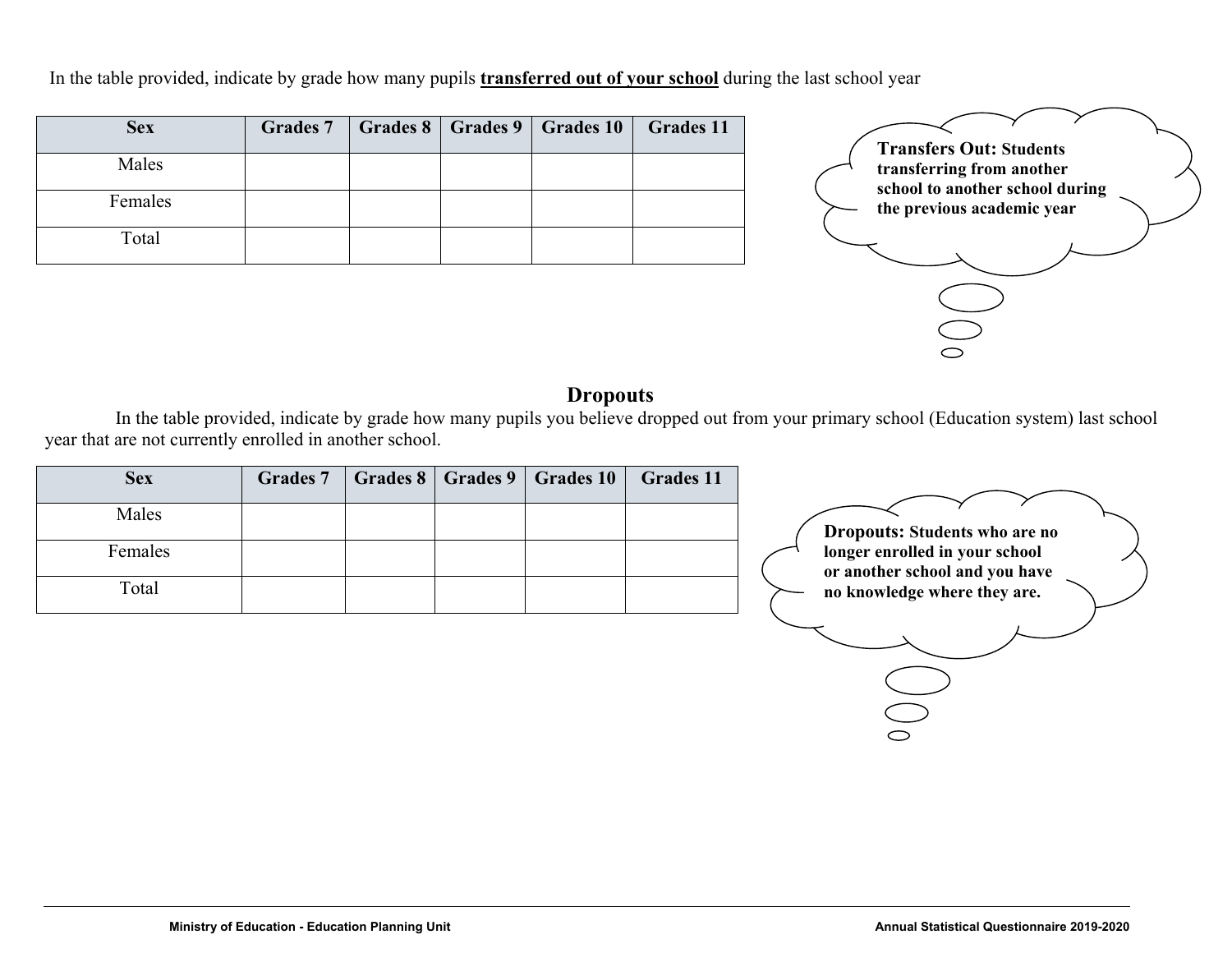In the table provided, indicate by grade how many pupils **transferred out of your school** during the last school year

| Sex | Grades 7 | Grades 8 | Grades 9 | Grades 10 | Grades 11 |
|---|---|---|---|---|---|
| Males | | | | | |
| Females | | | | | |
| Total | | | | | |

**Transfers Out: Students transferring from another school to another school during the previous academic year**

## Dropouts

In the table provided, indicate by grade how many pupils you believe dropped out from your primary school (Education system) last school year that are not currently enrolled in another school.

| Sex | Grades 7 | Grades 8 | Grades 9 | Grades 10 | Grades 11 |
|---|---|---|---|---|---|
| Males | | | | | |
| Females | | | | | |
| Total | | | | | |

**Dropouts: Students who are no longer enrolled in your school or another school and you have no knowledge where they are.**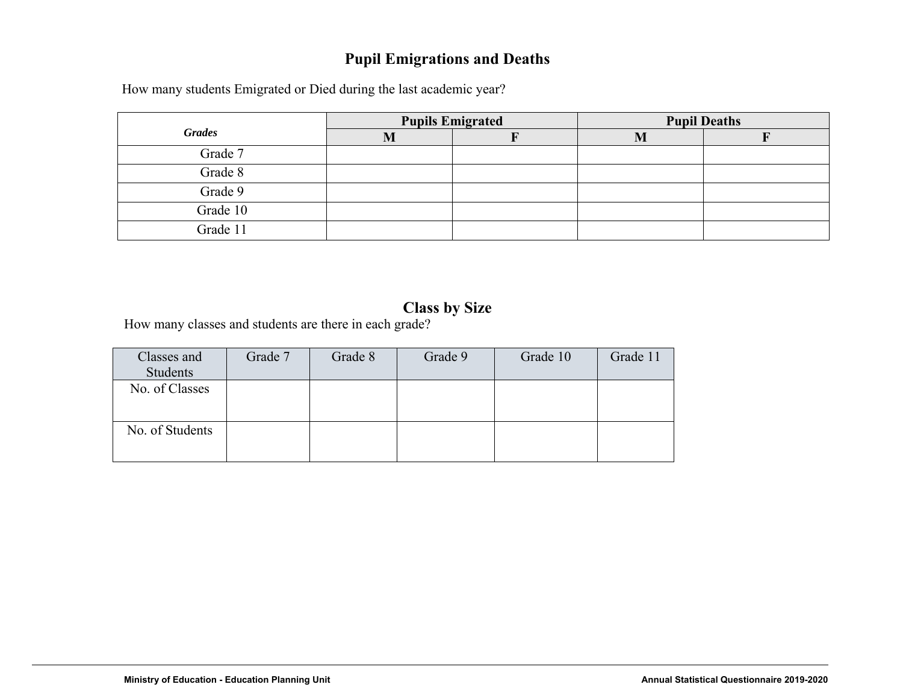## Pupil Emigrations and Deaths

How many students Emigrated or Died during the last academic year?

| *Grades* | Pupils Emigrated | | Pupil Deaths | |
|---|---|---|---|---|
| | **M** | **F** | **M** | **F** |
| Grade 7 | | | | |
| Grade 8 | | | | |
| Grade 9 | | | | |
| Grade 10 | | | | |
| Grade 11 | | | | |

## Class by Size

How many classes and students are there in each grade?

| Classes and Students | Grade 7 | Grade 8 | Grade 9 | Grade 10 | Grade 11 |
|---|---|---|---|---|---|
| No. of Classes | | | | | |
| No. of Students | | | | | |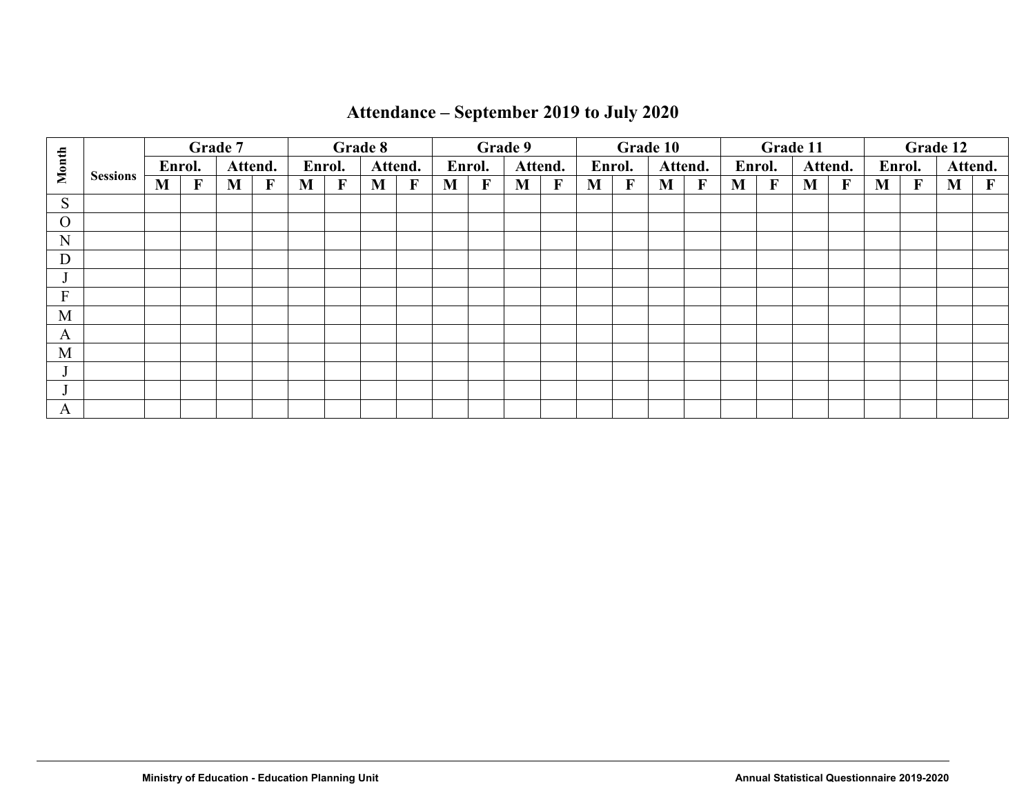## Attendance – September 2019 to July 2020

| Month | Sessions | Grade 7 | | | | Grade 8 | | | | Grade 9 | | | | Grade 10 | | | | Grade 11 | | | | Grade 12 | | | |
|---|---|---|---|---|---|---|---|---|---|---|---|---|---|---|---|---|---|---|---|---|---|---|---|---|---|
| | | Enrol. | | Attend. | | Enrol. | | Attend. | | Enrol. | | Attend. | | Enrol. | | Attend. | | Enrol. | | Attend. | | Enrol. | | Attend. | |
| | | M | F | M | F | M | F | M | F | M | F | M | F | M | F | M | F | M | F | M | F | M | F | M | F |
| S | | | | | | | | | | | | | | | | | | | | | | | | | |
| O | | | | | | | | | | | | | | | | | | | | | | | | | |
| N | | | | | | | | | | | | | | | | | | | | | | | | | |
| D | | | | | | | | | | | | | | | | | | | | | | | | | |
| J | | | | | | | | | | | | | | | | | | | | | | | | | |
| F | | | | | | | | | | | | | | | | | | | | | | | | | |
| M | | | | | | | | | | | | | | | | | | | | | | | | | |
| A | | | | | | | | | | | | | | | | | | | | | | | | | |
| M | | | | | | | | | | | | | | | | | | | | | | | | | |
| J | | | | | | | | | | | | | | | | | | | | | | | | | |
| J | | | | | | | | | | | | | | | | | | | | | | | | | |
| A | | | | | | | | | | | | | | | | | | | | | | | | | |